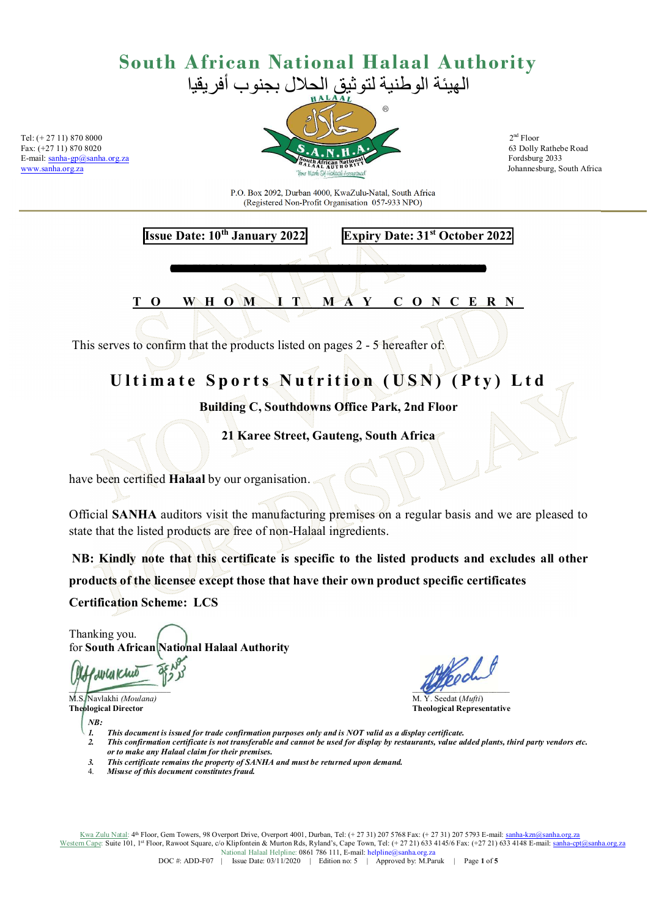# South African National Halaal Authority

الهيئة الوطنية لتوثيق الحلال بجنوب أفريقيا

Tel: (+ 27 11) 870 8000
Fax: (+27 11) 870 8020
E-mail: sanha-gp@sanha.org.za
www.sanha.org.za

2nd Floor
63 Dolly Rathebe Road
Fordsburg 2033
Johannesburg, South Africa

P.O. Box 2092, Durban 4000, KwaZulu-Natal, South Africa
(Registered Non-Profit Organisation 057-933 NPO)

**Issue Date: 10th January 2022** **Expiry Date: 31st October 2022**

## TO WHOM IT MAY CONCERN

This serves to confirm that the products listed on pages 2 - 5 hereafter of:

**Ultimate Sports Nutrition (USN) (Pty) Ltd**

**Building C, Southdowns Office Park, 2nd Floor**

**21 Karee Street, Gauteng, South Africa**

have been certified **Halaal** by our organisation.

Official **SANHA** auditors visit the manufacturing premises on a regular basis and we are pleased to state that the listed products are free of non-Halaal ingredients.

**NB: Kindly note that this certificate is specific to the listed products and excludes all other products of the licensee except those that have their own product specific certificates**

**Certification Scheme: LCS**

Thanking you.
for **South African National Halaal Authority**

M.S. Navlakhi *(Moulana)*
**Theological Director**

M. Y. Seedat (*Mufti*)
**Theological Representative**

*NB:*

1. ***This document is issued for trade confirmation purposes only and is NOT valid as a display certificate.***
2. ***This confirmation certificate is not transferable and cannot be used for display by restaurants, value added plants, third party vendors etc. or to make any Halaal claim for their premises.***
3. ***This certificate remains the property of SANHA and must be returned upon demand.***
4. ***Misuse of this document constitutes fraud.***

Kwa Zulu Natal: 4th Floor, Gem Towers, 98 Overport Drive, Overport 4001, Durban, Tel: (+ 27 31) 207 5768 Fax: (+ 27 31) 207 5793 E-mail: sanha-kzn@sanha.org.za
Western Cape: Suite 101, 1st Floor, Rawoot Square, c/o Klipfontein & Murton Rds, Ryland's, Cape Town, Tel: (+ 27 21) 633 4145/6 Fax: (+27 21) 633 4148 E-mail: sanha-cpt@sanha.org.za
National Halaal Helpline: 0861 786 111, E-mail: helpline@sanha.org.za
DOC #: ADD-F07 | Issue Date: 03/11/2020 | Edition no: 5 | Approved by: M.Paruk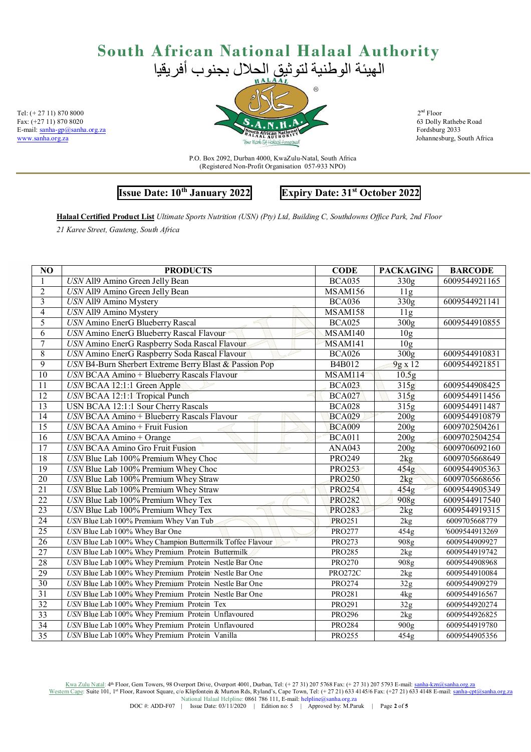# South African National Halaal Authority

الهيئة الوطنية لتوثيق الحلال بجنوب أفريقيا

Tel: (+ 27 11) 870 8000
Fax: (+27 11) 870 8020
E-mail: sanha-gp@sanha.org.za
www.sanha.org.za

2[nd] Floor
63 Dolly Rathebe Road
Fordsburg 2033
Johannesburg, South Africa

P.O. Box 2092, Durban 4000, KwaZulu-Natal, South Africa
(Registered Non-Profit Organisation 057-933 NPO)

**Issue Date: 10[th] January 2022** **Expiry Date: 31[st] October 2022**

**Halaal Certified Product List** *Ultimate Sports Nutrition (USN) (Pty) Ltd, Building C, Southdowns Office Park, 2nd Floor 21 Karee Street, Gauteng, South Africa*

| NO | PRODUCTS | CODE | PACKAGING | BARCODE |
|---|---|---|---|---|
| 1 | *USN* All9 Amino Green Jelly Bean | BCA035 | 330g | 6009544921165 |
| 2 | *USN* All9 Amino Green Jelly Bean | MSAM156 | 11g | |
| 3 | *USN* All9 Amino Mystery | BCA036 | 330g | 6009544921141 |
| 4 | *USN* All9 Amino Mystery | MSAM158 | 11g | |
| 5 | *USN* Amino EnerG Blueberry Rascal | BCA025 | 300g | 6009544910855 |
| 6 | *USN* Amino EnerG Blueberry Rascal Flavour | MSAM140 | 10g | |
| 7 | *USN* Amino EnerG Raspberry Soda Rascal Flavour | MSAM141 | 10g | |
| 8 | *USN* Amino EnerG Raspberry Soda Rascal Flavour | BCA026 | 300g | 6009544910831 |
| 9 | *USN* B4-Burn Sherbert Extreme Berry Blast & Passion Pop | B4B012 | 9g x 12 | 6009544921851 |
| 10 | *USN* BCAA Amino + Blueberry Rascals Flavour | MSAM114 | 10.5g | |
| 11 | *USN* BCAA 12:1:1 Green Apple | BCA023 | 315g | 6009544908425 |
| 12 | *USN* BCAA 12:1:1 Tropical Punch | BCA027 | 315g | 6009544911456 |
| 13 | USN BCAA 12:1:1 Sour Cherry Rascals | BCA028 | 315g | 6009544911487 |
| 14 | *USN* BCAA Amino + Blueberry Rascals Flavour | BCA029 | 200g | 6009544910879 |
| 15 | *USN* BCAA Amino + Fruit Fusion | BCA009 | 200g | 6009702504261 |
| 16 | *USN* BCAA Amino + Orange | BCA011 | 200g | 6009702504254 |
| 17 | *USN* BCAA Amino Gro Fruit Fusion | ANA043 | 200g | 6009706092160 |
| 18 | *USN* Blue Lab 100% Premium Whey Choc | PRO249 | 2kg | 6009705668649 |
| 19 | *USN* Blue Lab 100% Premium Whey Choc | PRO253 | 454g | 6009544905363 |
| 20 | *USN* Blue Lab 100% Premium Whey Straw | PRO250 | 2kg | 6009705668656 |
| 21 | *USN* Blue Lab 100% Premium Whey Straw | PRO254 | 454g | 6009544905349 |
| 22 | *USN* Blue Lab 100% Premium Whey Tex | PRO282 | 908g | 6009544917540 |
| 23 | *USN* Blue Lab 100% Premium Whey Tex | PRO283 | 2kg | 6009544919315 |
| 24 | *USN* Blue Lab 100% Premium Whey Van Tub | PRO251 | 2kg | 6009705668779 |
| 25 | *USN* Blue Lab 100% Whey Bar One | PRO277 | 454g | '6009544913269 |
| 26 | *USN* Blue Lab 100% Whey Champion Buttermilk Toffee Flavour | PRO273 | 908g | 6009544909927 |
| 27 | *USN* Blue Lab 100% Whey Premium Protein Buttermilk | PRO285 | 2kg | 6009544919742 |
| 28 | *USN* Blue Lab 100% Whey Premium Protein Nestle Bar One | PRO270 | 908g | 6009544908968 |
| 29 | *USN* Blue Lab 100% Whey Premium Protein Nestle Bar One | PRO272C | 2kg | 6009544910084 |
| 30 | *USN* Blue Lab 100% Whey Premium Protein Nestle Bar One | PRO274 | 32g | 6009544909279 |
| 31 | *USN* Blue Lab 100% Whey Premium Protein Nestle Bar One | PRO281 | 4kg | 6009544916567 |
| 32 | *USN* Blue Lab 100% Whey Premium Protein Tex | PRO291 | 32g | 6009544920274 |
| 33 | *USN* Blue Lab 100% Whey Premium Protein Unflavoured | PRO296 | 2kg | 6009544926825 |
| 34 | *USN* Blue Lab 100% Whey Premium Protein Unflavoured | PRO284 | 900g | 6009544919780 |
| 35 | *USN* Blue Lab 100% Whey Premium Protein Vanilla | PRO255 | 454g | 6009544905356 |

Kwa Zulu Natal: 4[th] Floor, Gem Towers, 98 Overport Drive, Overport 4001, Durban, Tel: (+ 27 31) 207 5768 Fax: (+ 27 31) 207 5793 E-mail: sanha-kzn@sanha.org.za
Western Cape: Suite 101, 1[st] Floor, Rawoot Square, c/o Klipfontein & Murton Rds, Ryland's, Cape Town, Tel: (+ 27 21) 633 4145/6 Fax: (+27 21) 633 4148 E-mail: sanha-cpt@sanha.org.za
National Halaal Helpline: 0861 786 111, E-mail: helpline@sanha.org.za
DOC #: ADD-F07 | Issue Date: 03/11/2020 | Edition no: 5 | Approved by: M.Paruk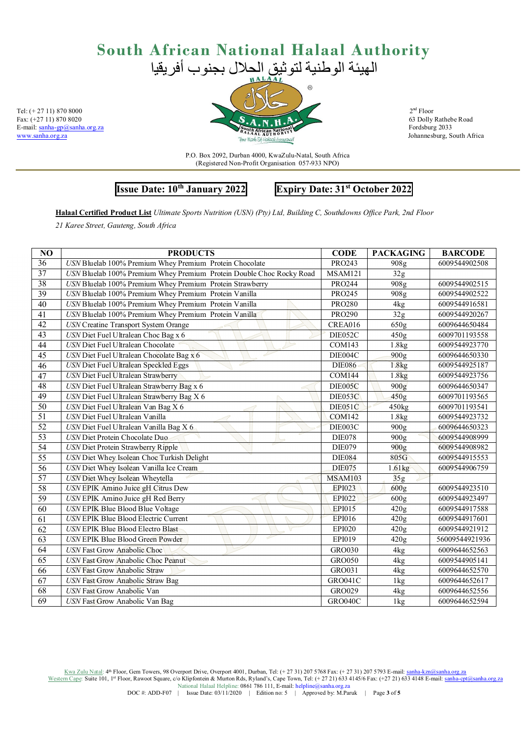# South African National Halaal Authority

الهيئة الوطنية لتوثيق الحلال بجنوب أفريقيا

Tel: (+ 27 11) 870 8000
Fax: (+27 11) 870 8020
E-mail: sanha-gp@sanha.org.za
www.sanha.org.za

2nd Floor
63 Dolly Rathebe Road
Fordsburg 2033
Johannesburg, South Africa

P.O. Box 2092, Durban 4000, KwaZulu-Natal, South Africa
(Registered Non-Profit Organisation 057-933 NPO)

**Issue Date: 10th January 2022** **Expiry Date: 31st October 2022**

**Halaal Certified Product List** *Ultimate Sports Nutrition (USN) (Pty) Ltd, Building C, Southdowns Office Park, 2nd Floor 21 Karee Street, Gauteng, South Africa*

| NO | PRODUCTS | CODE | PACKAGING | BARCODE |
|---|---|---|---|---|
| 36 | *USN* Bluelab 100% Premium Whey Premium Protein Chocolate | PRO243 | 908g | 6009544902508 |
| 37 | *USN* Bluelab 100% Premium Whey Premium Protein Double Choc Rocky Road | MSAM121 | 32g | |
| 38 | *USN* Bluelab 100% Premium Whey Premium Protein Strawberry | PRO244 | 908g | 6009544902515 |
| 39 | *USN* Bluelab 100% Premium Whey Premium Protein Vanilla | PRO245 | 908g | 6009544902522 |
| 40 | *USN* Bluelab 100% Premium Whey Premium Protein Vanilla | PRO280 | 4kg | 6009544916581 |
| 41 | *USN* Bluelab 100% Premium Whey Premium Protein Vanilla | PRO290 | 32g | 6009544920267 |
| 42 | *USN* Creatine Transport System Orange | CREA016 | 650g | 6009644650484 |
| 43 | *USN* Diet Fuel Ultralean Choc Bag x 6 | DIE052C | 450g | 6009701193558 |
| 44 | *USN* Diet Fuel Ultralean Chocolate | COM143 | 1.8kg | 6009544923770 |
| 45 | *USN* Diet Fuel Ultralean Chocolate Bag x 6 | DIE004C | 900g | 6009644650330 |
| 46 | *USN* Diet Fuel Ultralean Speckled Eggs | DIE086 | 1.8kg | 6009544925187 |
| 47 | *USN* Diet Fuel Ultralean Strawberry | COM144 | 1.8kg | 6009544923756 |
| 48 | *USN* Diet Fuel Ultralean Strawberry Bag x 6 | DIE005C | 900g | 6009644650347 |
| 49 | *USN* Diet Fuel Ultralean Strawberry Bag X 6 | DIE053C | 450g | 6009701193565 |
| 50 | *USN* Diet Fuel Ultralean Van Bag X 6 | DIE051C | 450kg | 6009701193541 |
| 51 | *USN* Diet Fuel Ultralean Vanilla | COM142 | 1.8kg | 6009544923732 |
| 52 | *USN* Diet Fuel Ultralean Vanilla Bag X 6 | DIE003C | 900g | 6009644650323 |
| 53 | *USN* Diet Protein Chocolate Duo | DIE078 | 900g | 6009544908999 |
| 54 | *USN* Diet Protein Strawberry Ripple | DIE079 | 900g | 6009544908982 |
| 55 | *USN* Diet Whey Isolean Choc Turkish Delight | DIE084 | 805G | 6009544915553 |
| 56 | *USN* Diet Whey Isolean Vanilla Ice Cream | DIE075 | 1.61kg | 6009544906759 |
| 57 | *USN* Diet Whey Isolean Wheytella | MSAM103 | 35g | |
| 58 | *USN* EPIK Amino Juice gH Citrus Dew | EPI023 | 600g | 6009544923510 |
| 59 | *USN* EPIK Amino Juice gH Red Berry | EPI022 | 600g | 6009544923497 |
| 60 | *USN* EPIK Blue Blood Blue Voltage | EPI015 | 420g | 6009544917588 |
| 61 | *USN* EPIK Blue Blood Electric Current | EPI016 | 420g | 6009544917601 |
| 62 | *USN* EPIK Blue Blood Electro Blast | EPI020 | 420g | 6009544921912 |
| 63 | *USN* EPIK Blue Blood Green Powder | EPI019 | 420g | 56009544921936 |
| 64 | *USN* Fast Grow Anabolic Choc | GRO030 | 4kg | 6009644652563 |
| 65 | *USN* Fast Grow Anabolic Choc Peanut | GRO050 | 4kg | 6009544905141 |
| 66 | *USN* Fast Grow Anabolic Straw | GRO031 | 4kg | 6009644652570 |
| 67 | *USN* Fast Grow Anabolic Straw Bag | GRO041C | 1kg | 6009644652617 |
| 68 | *USN* Fast Grow Anabolic Van | GRO029 | 4kg | 6009644652556 |
| 69 | *USN* Fast Grow Anabolic Van Bag | GRO040C | 1kg | 6009644652594 |

Kwa Zulu Natal: 4th Floor, Gem Towers, 98 Overport Drive, Overport 4001, Durban, Tel: (+ 27 31) 207 5768 Fax: (+ 27 31) 207 5793 E-mail: sanha-kzn@sanha.org.za
Western Cape: Suite 101, 1st Floor, Rawoot Square, c/o Klipfontein & Murton Rds, Ryland's, Cape Town, Tel: (+ 27 21) 633 4145/6 Fax: (+27 21) 633 4148 E-mail: sanha-cpt@sanha.org.za
National Halaal Helpline: 0861 786 111, E-mail: helpline@sanha.org.za
DOC #: ADD-F07 | Issue Date: 03/11/2020 | Edition no: 5 | Approved by: M.Paruk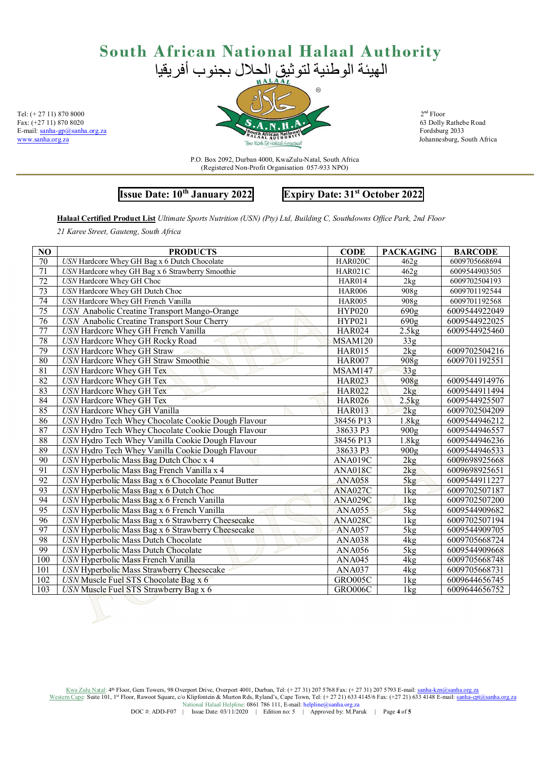# South African National Halaal Authority

الهيئة الوطنية لتوثيق الحلال بجنوب أفريقيا

Tel: (+ 27 11) 870 8000
Fax: (+27 11) 870 8020
E-mail: sanha-gp@sanha.org.za
www.sanha.org.za

2nd Floor
63 Dolly Rathebe Road
Fordsburg 2033
Johannesburg, South Africa

P.O. Box 2092, Durban 4000, KwaZulu-Natal, South Africa
(Registered Non-Profit Organisation 057-933 NPO)

**Issue Date: 10th January 2022** **Expiry Date: 31st October 2022**

**Halaal Certified Product List** *Ultimate Sports Nutrition (USN) (Pty) Ltd, Building C, Southdowns Office Park, 2nd Floor 21 Karee Street, Gauteng, South Africa*

| NO | PRODUCTS | CODE | PACKAGING | BARCODE |
|---|---|---|---|---|
| 70 | *USN* Hardcore Whey GH Bag x 6 Dutch Chocolate | HAR020C | 462g | 6009705668694 |
| 71 | *USN* Hardcore whey GH Bag x 6 Strawberry Smoothie | HAR021C | 462g | 6009544903505 |
| 72 | *USN* Hardcore Whey GH Choc | HAR014 | 2kg | 6009702504193 |
| 73 | *USN* Hardcore Whey GH Dutch Choc | HAR006 | 908g | 6009701192544 |
| 74 | *USN* Hardcore Whey GH French Vanilla | HAR005 | 908g | 6009701192568 |
| 75 | *USN* Anabolic Creatine Transport Mango-Orange | HYP020 | 690g | 6009544922049 |
| 76 | *USN* Anabolic Creatine Transport Sour Cherry | HYP021 | 690g | 6009544922025 |
| 77 | *USN* Hardcore Whey GH French Vanilla | HAR024 | 2.5kg | 6009544925460 |
| 78 | *USN* Hardcore Whey GH Rocky Road | MSAM120 | 33g | |
| 79 | *USN* Hardcore Whey GH Straw | HAR015 | 2kg | 6009702504216 |
| 80 | *USN* Hardcore Whey GH Straw Smoothie | HAR007 | 908g | 6009701192551 |
| 81 | *USN* Hardcore Whey GH Tex | MSAM147 | 33g | |
| 82 | *USN* Hardcore Whey GH Tex | HAR023 | 908g | 6009544914976 |
| 83 | *USN* Hardcore Whey GH Tex | HAR022 | 2kg | 6009544911494 |
| 84 | *USN* Hardcore Whey GH Tex | HAR026 | 2.5kg | 6009544925507 |
| 85 | *USN* Hardcore Whey GH Vanilla | HAR013 | 2kg | 6009702504209 |
| 86 | *USN* Hydro Tech Whey Chocolate Cookie Dough Flavour | 38456 P13 | 1.8kg | 6009544946212 |
| 87 | *USN* Hydro Tech Whey Chocolate Cookie Dough Flavour | 38633 P3 | 900g | 6009544946557 |
| 88 | *USN* Hydro Tech Whey Vanilla Cookie Dough Flavour | 38456 P13 | 1.8kg | 6009544946236 |
| 89 | *USN* Hydro Tech Whey Vanilla Cookie Dough Flavour | 38633 P3 | 900g | 6009544946533 |
| 90 | *USN* Hyperbolic Mass Bag Dutch Choc x 4 | ANA019C | 2kg | 6009698925668 |
| 91 | *USN* Hyperbolic Mass Bag French Vanilla x 4 | ANA018C | 2kg | 6009698925651 |
| 92 | *USN* Hyperbolic Mass Bag x 6 Chocolate Peanut Butter | ANA058 | 5kg | 6009544911227 |
| 93 | *USN* Hyperbolic Mass Bag x 6 Dutch Choc | ANA027C | 1kg | 6009702507187 |
| 94 | *USN* Hyperbolic Mass Bag x 6 French Vanilla | ANA029C | 1kg | 6009702507200 |
| 95 | *USN* Hyperbolic Mass Bag x 6 French Vanilla | ANA055 | 5kg | 6009544909682 |
| 96 | *USN* Hyperbolic Mass Bag x 6 Strawberry Cheesecake | ANA028C | 1kg | 6009702507194 |
| 97 | *USN* Hyperbolic Mass Bag x 6 Strawberry Cheesecake | ANA057 | 5kg | 6009544909705 |
| 98 | *USN* Hyperbolic Mass Dutch Chocolate | ANA038 | 4kg | 6009705668724 |
| 99 | *USN* Hyperbolic Mass Dutch Chocolate | ANA056 | 5kg | 6009544909668 |
| 100 | *USN* Hyperbolic Mass French Vanilla | ANA045 | 4kg | 6009705668748 |
| 101 | *USN* Hyperbolic Mass Strawberry Cheesecake | ANA037 | 4kg | 6009705668731 |
| 102 | *USN* Muscle Fuel STS Chocolate Bag x 6 | GRO005C | 1kg | 6009644656745 |
| 103 | *USN* Muscle Fuel STS Strawberry Bag x 6 | GRO006C | 1kg | 6009644656752 |

Kwa Zulu Natal: 4th Floor, Gem Towers, 98 Overport Drive, Overport 4001, Durban, Tel: (+ 27 31) 207 5768 Fax: (+ 27 31) 207 5793 E-mail: sanha-kzn@sanha.org.za
Western Cape: Suite 101, 1st Floor, Rawoot Square, c/o Klipfontein & Murton Rds, Ryland's, Cape Town, Tel: (+ 27 21) 633 4145/6 Fax: (+27 21) 633 4148 E-mail: sanha-cpt@sanha.org.za
National Halaal Helpline: 0861 786 111, E-mail: helpline@sanha.org.za
DOC #: ADD-F07 | Issue Date: 03/11/2020 | Edition no: 5 | Approved by: M.Paruk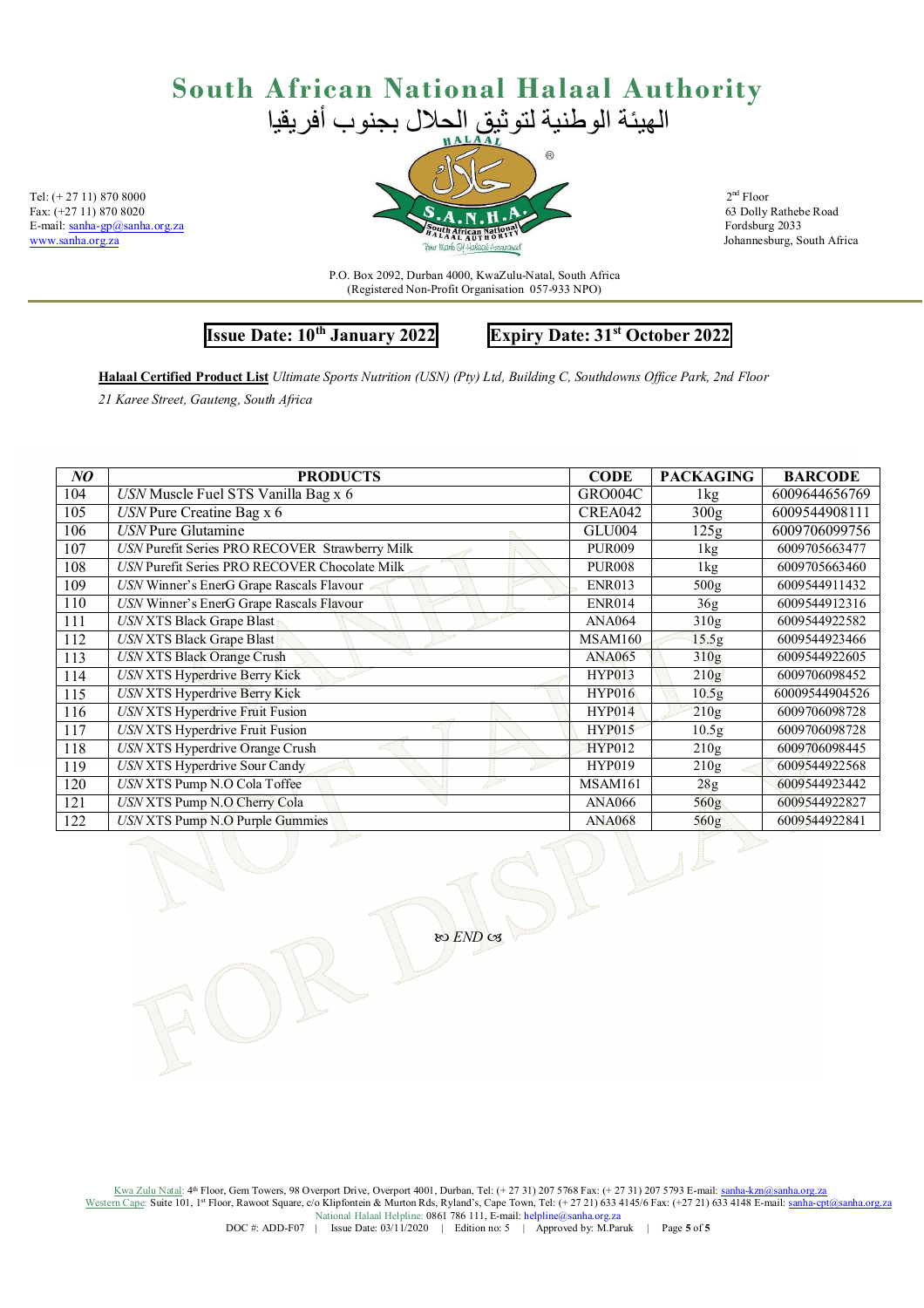# South African National Halaal Authority

الهيئة الوطنية لتوثيق الحلال بجنوب أفريقيا

Tel: (+ 27 11) 870 8000
Fax: (+27 11) 870 8020
E-mail: sanha-gp@sanha.org.za
www.sanha.org.za

2nd Floor
63 Dolly Rathebe Road
Fordsburg 2033
Johannesburg, South Africa

P.O. Box 2092, Durban 4000, KwaZulu-Natal, South Africa
(Registered Non-Profit Organisation 057-933 NPO)

**Issue Date: 10th January 2022** **Expiry Date: 31st October 2022**

**Halaal Certified Product List** *Ultimate Sports Nutrition (USN) (Pty) Ltd, Building C, Southdowns Office Park, 2nd Floor 21 Karee Street, Gauteng, South Africa*

| NO | PRODUCTS | CODE | PACKAGING | BARCODE |
|---|---|---|---|---|
| 104 | *USN* Muscle Fuel STS Vanilla Bag x 6 | GRO004C | 1kg | 6009644656769 |
| 105 | *USN* Pure Creatine Bag x 6 | CREA042 | 300g | 6009544908111 |
| 106 | *USN* Pure Glutamine | GLU004 | 125g | 6009706099756 |
| 107 | *USN* Purefit Series PRO RECOVER Strawberry Milk | PUR009 | 1kg | 6009705663477 |
| 108 | *USN* Purefit Series PRO RECOVER Chocolate Milk | PUR008 | 1kg | 6009705663460 |
| 109 | *USN* Winner's EnerG Grape Rascals Flavour | ENR013 | 500g | 6009544911432 |
| 110 | *USN* Winner's EnerG Grape Rascals Flavour | ENR014 | 36g | 6009544912316 |
| 111 | *USN* XTS Black Grape Blast | ANA064 | 310g | 6009544922582 |
| 112 | *USN* XTS Black Grape Blast | MSAM160 | 15.5g | 6009544923466 |
| 113 | *USN* XTS Black Orange Crush | ANA065 | 310g | 6009544922605 |
| 114 | *USN* XTS Hyperdrive Berry Kick | HYP013 | 210g | 6009706098452 |
| 115 | *USN* XTS Hyperdrive Berry Kick | HYP016 | 10.5g | 60009544904526 |
| 116 | *USN* XTS Hyperdrive Fruit Fusion | HYP014 | 210g | 6009706098728 |
| 117 | *USN* XTS Hyperdrive Fruit Fusion | HYP015 | 10.5g | 6009706098728 |
| 118 | *USN* XTS Hyperdrive Orange Crush | HYP012 | 210g | 6009706098445 |
| 119 | *USN* XTS Hyperdrive Sour Candy | HYP019 | 210g | 6009544922568 |
| 120 | *USN* XTS Pump N.O Cola Toffee | MSAM161 | 28g | 6009544923442 |
| 121 | *USN* XTS Pump N.O Cherry Cola | ANA066 | 560g | 6009544922827 |
| 122 | *USN* XTS Pump N.O Purple Gummies | ANA068 | 560g | 6009544922841 |

*END*

Kwa Zulu Natal: 4th Floor, Gem Towers, 98 Overport Drive, Overport 4001, Durban, Tel: (+ 27 31) 207 5768 Fax: (+ 27 31) 207 5793 E-mail: sanha-kzn@sanha.org.za
Western Cape: Suite 101, 1st Floor, Rawoot Square, c/o Klipfontein & Murton Rds, Ryland's, Cape Town, Tel: (+ 27 21) 633 4145/6 Fax: (+27 21) 633 4148 E-mail: sanha-cpt@sanha.org.za
National Halaal Helpline: 0861 786 111, E-mail: helpline@sanha.org.za
DOC #: ADD-F07 | Issue Date: 03/11/2020 | Edition no: 5 | Approved by: M.Paruk